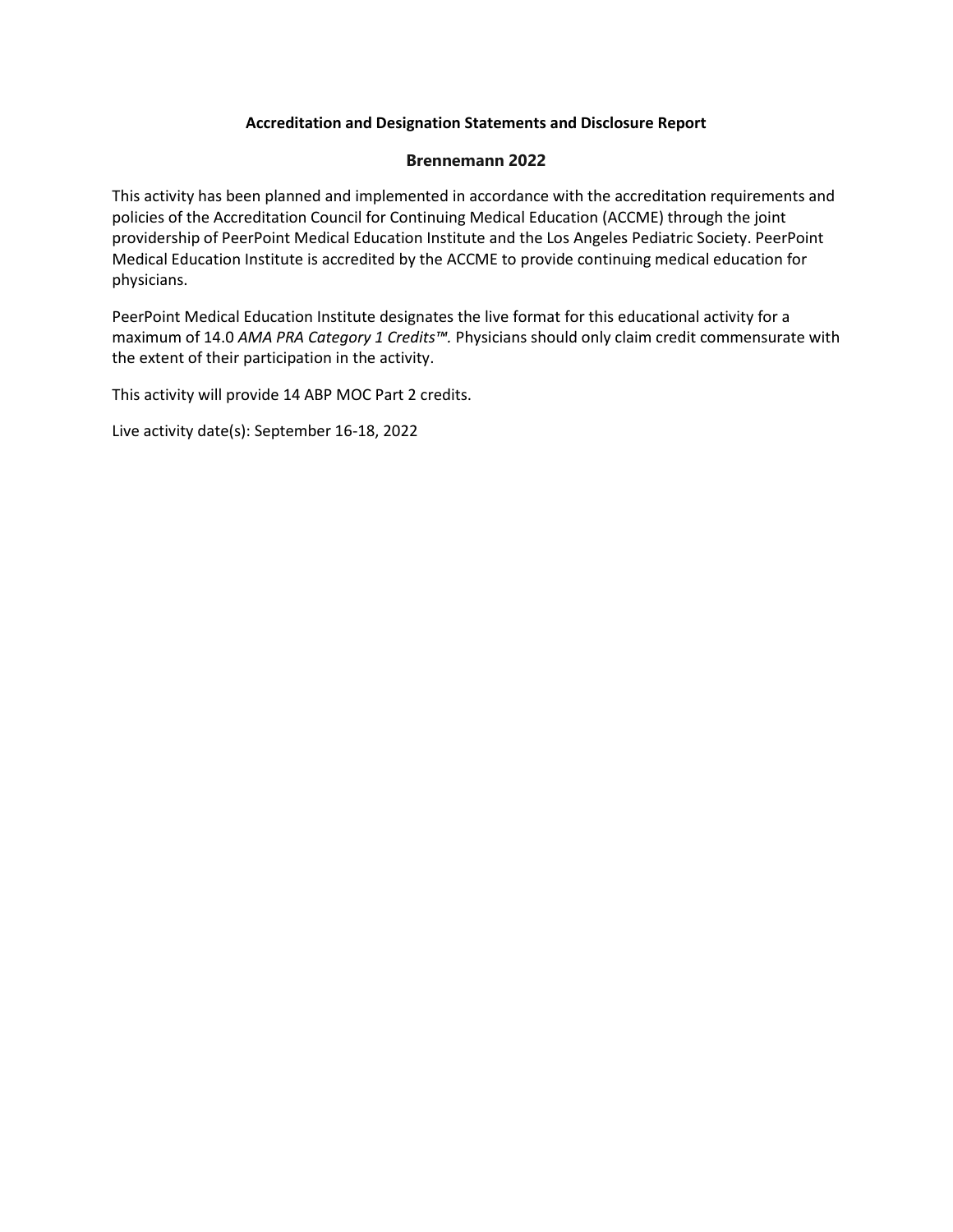**Accreditation and Designation Statements and Disclosure Report**

**Brennemann 2022**

This activity has been planned and implemented in accordance with the accreditation requirements and policies of the Accreditation Council for Continuing Medical Education (ACCME) through the joint providership of PeerPoint Medical Education Institute and the Los Angeles Pediatric Society. PeerPoint Medical Education Institute is accredited by the ACCME to provide continuing medical education for physicians.

PeerPoint Medical Education Institute designates the live format for this educational activity for a maximum of 14.0 *AMA PRA Category 1 Credits™.* Physicians should only claim credit commensurate with the extent of their participation in the activity.

This activity will provide 14 ABP MOC Part 2 credits.

Live activity date(s): September 16-18, 2022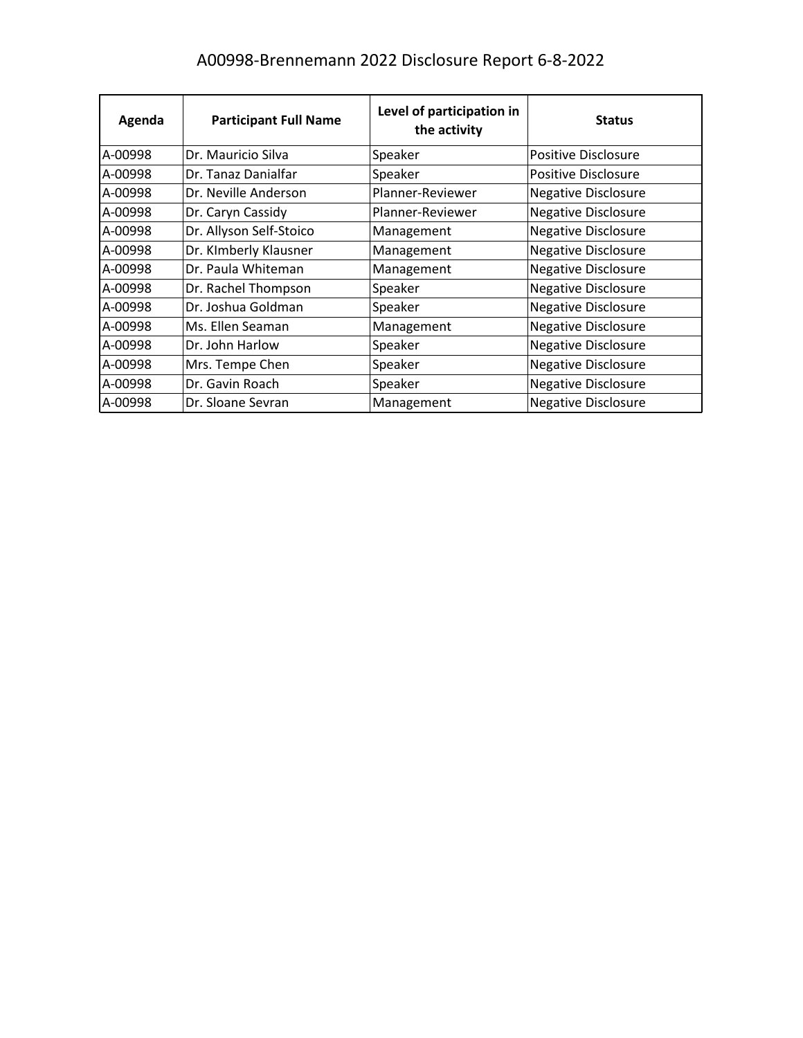# A00998-Brennemann 2022 Disclosure Report 6-8-2022

| Agenda | Participant Full Name | Level of participation in the activity | Status |
|---|---|---|---|
| A-00998 | Dr. Mauricio Silva | Speaker | Positive Disclosure |
| A-00998 | Dr. Tanaz Danialfar | Speaker | Positive Disclosure |
| A-00998 | Dr. Neville Anderson | Planner-Reviewer | Negative Disclosure |
| A-00998 | Dr. Caryn Cassidy | Planner-Reviewer | Negative Disclosure |
| A-00998 | Dr. Allyson Self-Stoico | Management | Negative Disclosure |
| A-00998 | Dr. KImberly Klausner | Management | Negative Disclosure |
| A-00998 | Dr. Paula Whiteman | Management | Negative Disclosure |
| A-00998 | Dr. Rachel Thompson | Speaker | Negative Disclosure |
| A-00998 | Dr. Joshua Goldman | Speaker | Negative Disclosure |
| A-00998 | Ms. Ellen Seaman | Management | Negative Disclosure |
| A-00998 | Dr. John Harlow | Speaker | Negative Disclosure |
| A-00998 | Mrs. Tempe Chen | Speaker | Negative Disclosure |
| A-00998 | Dr. Gavin Roach | Speaker | Negative Disclosure |
| A-00998 | Dr. Sloane Sevran | Management | Negative Disclosure |